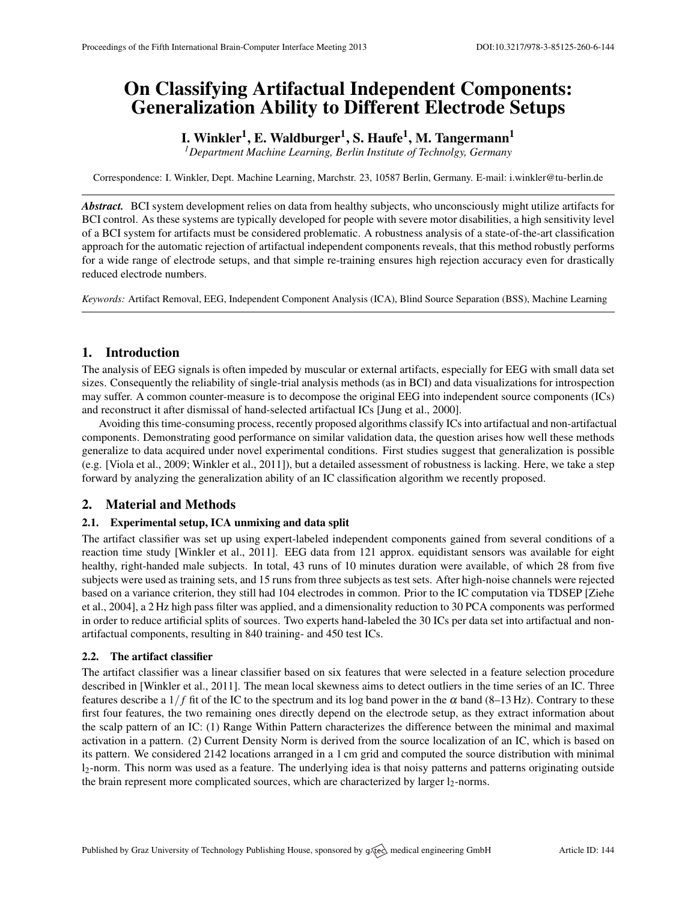# On Classifying Artifactual Independent Components: Generalization Ability to Different Electrode Setups

**I. Winkler[1], E. Waldburger[1], S. Haufe[1], M. Tangermann[1]**

[1] *Department Machine Learning, Berlin Institute of Technolgy, Germany*

Correspondence: I. Winkler, Dept. Machine Learning, Marchstr. 23, 10587 Berlin, Germany. E-mail: i.winkler@tu-berlin.de

***Abstract.*** BCI system development relies on data from healthy subjects, who unconsciously might utilize artifacts for BCI control. As these systems are typically developed for people with severe motor disabilities, a high sensitivity level of a BCI system for artifacts must be considered problematic. A robustness analysis of a state-of-the-art classification approach for the automatic rejection of artifactual independent components reveals, that this method robustly performs for a wide range of electrode setups, and that simple re-training ensures high rejection accuracy even for drastically reduced electrode numbers.

*Keywords:* Artifact Removal, EEG, Independent Component Analysis (ICA), Blind Source Separation (BSS), Machine Learning

## 1. Introduction

The analysis of EEG signals is often impeded by muscular or external artifacts, especially for EEG with small data set sizes. Consequently the reliability of single-trial analysis methods (as in BCI) and data visualizations for introspection may suffer. A common counter-measure is to decompose the original EEG into independent source components (ICs) and reconstruct it after dismissal of hand-selected artifactual ICs [Jung et al., 2000].

Avoiding this time-consuming process, recently proposed algorithms classify ICs into artifactual and non-artifactual components. Demonstrating good performance on similar validation data, the question arises how well these methods generalize to data acquired under novel experimental conditions. First studies suggest that generalization is possible (e.g. [Viola et al., 2009; Winkler et al., 2011]), but a detailed assessment of robustness is lacking. Here, we take a step forward by analyzing the generalization ability of an IC classification algorithm we recently proposed.

## 2. Material and Methods

### 2.1. Experimental setup, ICA unmixing and data split

The artifact classifier was set up using expert-labeled independent components gained from several conditions of a reaction time study [Winkler et al., 2011]. EEG data from 121 approx. equidistant sensors was available for eight healthy, right-handed male subjects. In total, 43 runs of 10 minutes duration were available, of which 28 from five subjects were used as training sets, and 15 runs from three subjects as test sets. After high-noise channels were rejected based on a variance criterion, they still had 104 electrodes in common. Prior to the IC computation via TDSEP [Ziehe et al., 2004], a 2 Hz high pass filter was applied, and a dimensionality reduction to 30 PCA components was performed in order to reduce artificial splits of sources. Two experts hand-labeled the 30 ICs per data set into artifactual and non-artifactual components, resulting in 840 training- and 450 test ICs.

### 2.2. The artifact classifier

The artifact classifier was a linear classifier based on six features that were selected in a feature selection procedure described in [Winkler et al., 2011]. The mean local skewness aims to detect outliers in the time series of an IC. Three features describe a $1/f$ fit of the IC to the spectrum and its log band power in the $\alpha$ band (8–13 Hz). Contrary to these first four features, the two remaining ones directly depend on the electrode setup, as they extract information about the scalp pattern of an IC: (1) Range Within Pattern characterizes the difference between the minimal and maximal activation in a pattern. (2) Current Density Norm is derived from the source localization of an IC, which is based on its pattern. We considered 2142 locations arranged in a 1 cm grid and computed the source distribution with minimal $l_2$-norm. This norm was used as a feature. The underlying idea is that noisy patterns and patterns originating outside the brain represent more complicated sources, which are characterized by larger $l_2$-norms.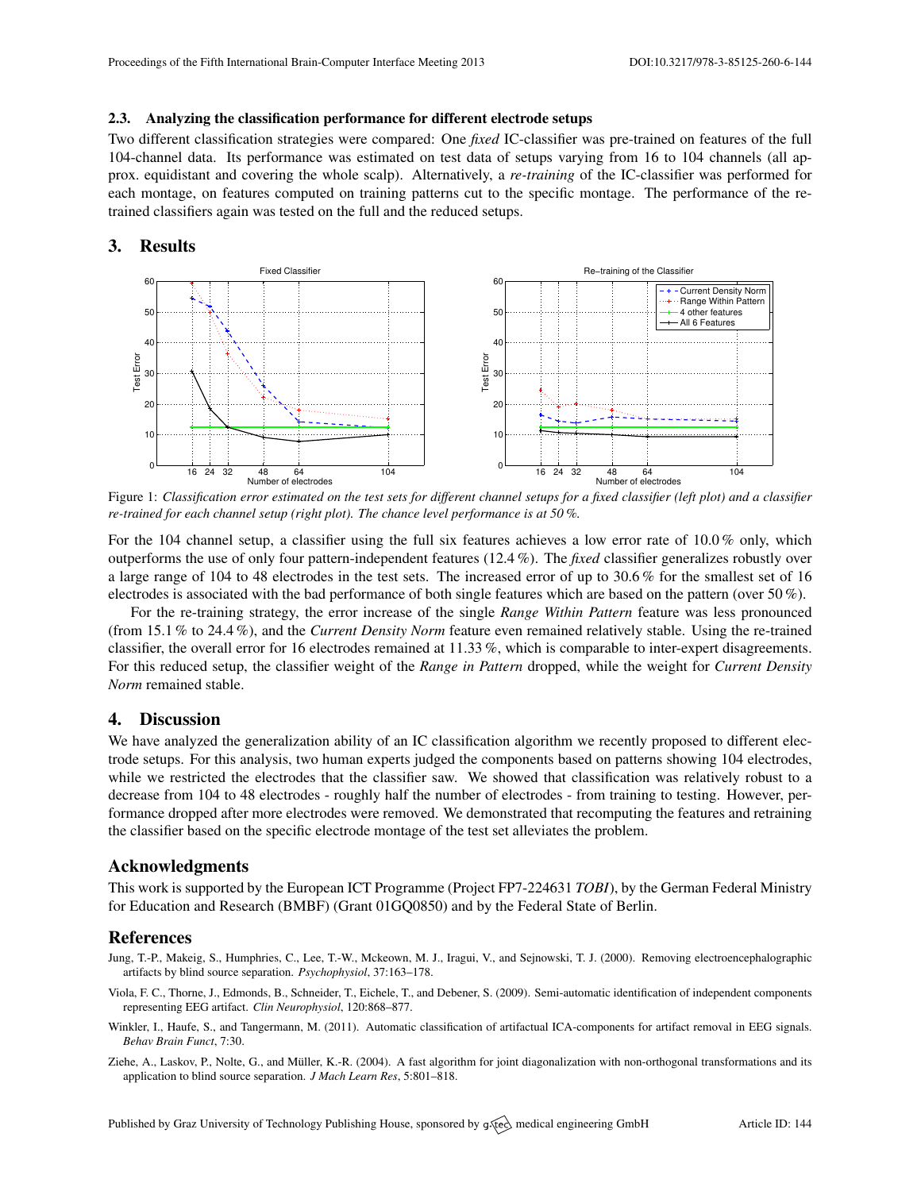### 2.3. Analyzing the classification performance for different electrode setups

Two different classification strategies were compared: One *fixed* IC-classifier was pre-trained on features of the full 104-channel data. Its performance was estimated on test data of setups varying from 16 to 104 channels (all approx. equidistant and covering the whole scalp). Alternatively, a *re-training* of the IC-classifier was performed for each montage, on features computed on training patterns cut to the specific montage. The performance of the re-trained classifiers again was tested on the full and the reduced setups.

## 3. Results

Fixed Classifier

Test Error

0
10
20
30
40
50
60

16 24 32 48 64 104

Number of electrodes

Re−training of the Classifier

Current Density Norm
Range Within Pattern
4 other features
All 6 Features

Test Error

0
10
20
30
40
50
60

16 24 32 48 64 104

Number of electrodes

Figure 1: *Classification error estimated on the test sets for different channel setups for a fixed classifier (left plot) and a classifier re-trained for each channel setup (right plot). The chance level performance is at 50 %.*

For the 104 channel setup, a classifier using the full six features achieves a low error rate of 10.0 % only, which outperforms the use of only four pattern-independent features (12.4 %). The *fixed* classifier generalizes robustly over a large range of 104 to 48 electrodes in the test sets. The increased error of up to 30.6 % for the smallest set of 16 electrodes is associated with the bad performance of both single features which are based on the pattern (over 50 %).

For the re-training strategy, the error increase of the single *Range Within Pattern* feature was less pronounced (from 15.1 % to 24.4 %), and the *Current Density Norm* feature even remained relatively stable. Using the re-trained classifier, the overall error for 16 electrodes remained at 11.33 %, which is comparable to inter-expert disagreements. For this reduced setup, the classifier weight of the *Range in Pattern* dropped, while the weight for *Current Density Norm* remained stable.

## 4. Discussion

We have analyzed the generalization ability of an IC classification algorithm we recently proposed to different electrode setups. For this analysis, two human experts judged the components based on patterns showing 104 electrodes, while we restricted the electrodes that the classifier saw. We showed that classification was relatively robust to a decrease from 104 to 48 electrodes - roughly half the number of electrodes - from training to testing. However, performance dropped after more electrodes were removed. We demonstrated that recomputing the features and retraining the classifier based on the specific electrode montage of the test set alleviates the problem.

## Acknowledgments

This work is supported by the European ICT Programme (Project FP7-224631 *TOBI*), by the German Federal Ministry for Education and Research (BMBF) (Grant 01GQ0850) and by the Federal State of Berlin.

## References

Jung, T.-P., Makeig, S., Humphries, C., Lee, T.-W., Mckeown, M. J., Iragui, V., and Sejnowski, T. J. (2000). Removing electroencephalographic artifacts by blind source separation. *Psychophysiol*, 37:163–178.

Viola, F. C., Thorne, J., Edmonds, B., Schneider, T., Eichele, T., and Debener, S. (2009). Semi-automatic identification of independent components representing EEG artifact. *Clin Neurophysiol*, 120:868–877.

Winkler, I., Haufe, S., and Tangermann, M. (2011). Automatic classification of artifactual ICA-components for artifact removal in EEG signals. *Behav Brain Funct*, 7:30.

Ziehe, A., Laskov, P., Nolte, G., and Müller, K.-R. (2004). A fast algorithm for joint diagonalization with non-orthogonal transformations and its application to blind source separation. *J Mach Learn Res*, 5:801–818.